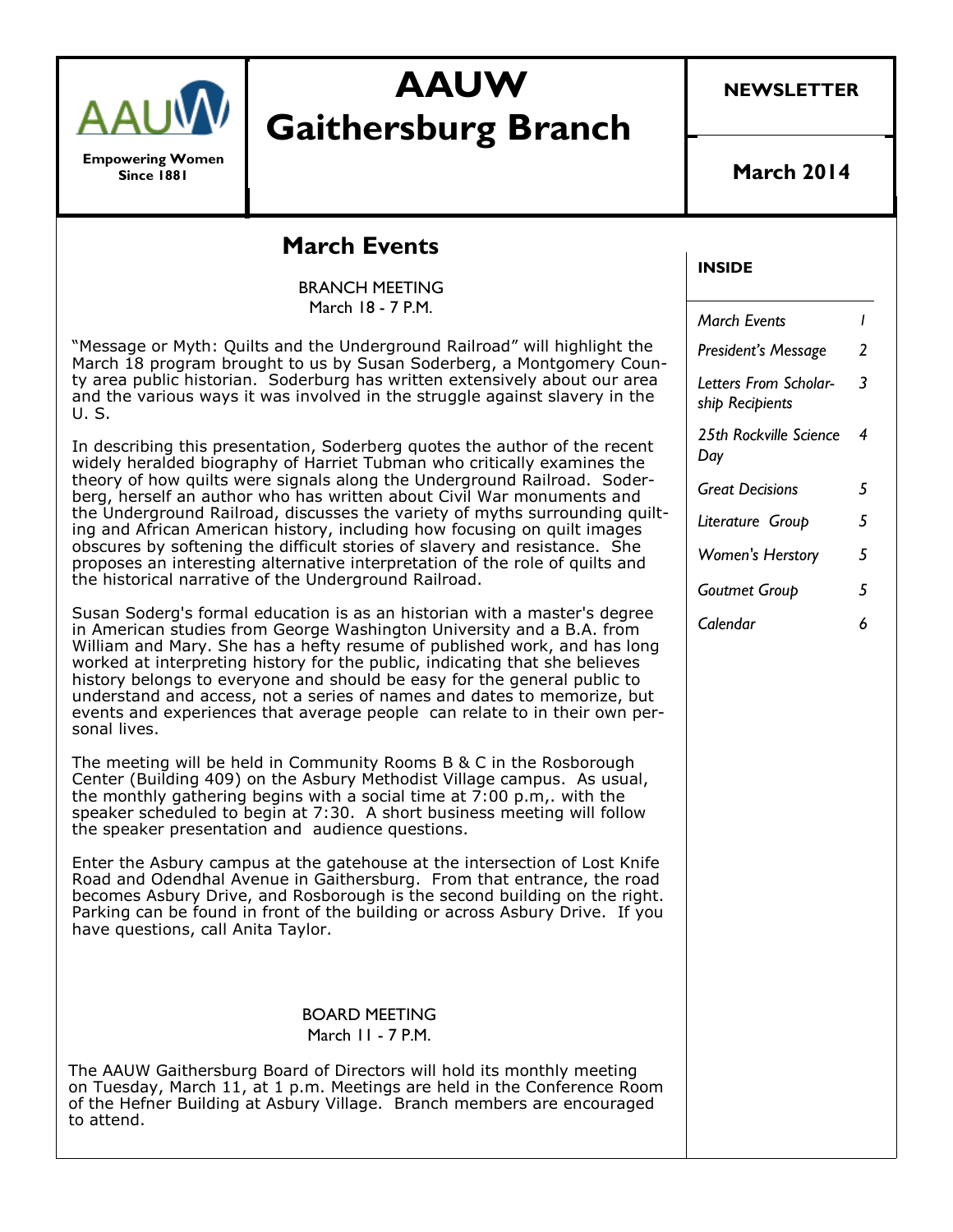AAUW

Empowering Women Since 1881

# AAUW Gaithersburg Branch

**NEWSLETTER**

**March 2014**

## March Events

BRANCH MEETING
March 18 - 7 P.M.

"Message or Myth: Quilts and the Underground Railroad" will highlight the March 18 program brought to us by Susan Soderberg, a Montgomery County area public historian. Soderburg has written extensively about our area and the various ways it was involved in the struggle against slavery in the U. S.

In describing this presentation, Soderberg quotes the author of the recent widely heralded biography of Harriet Tubman who critically examines the theory of how quilts were signals along the Underground Railroad. Soderberg, herself an author who has written about Civil War monuments and the Underground Railroad, discusses the variety of myths surrounding quilting and African American history, including how focusing on quilt images obscures by softening the difficult stories of slavery and resistance. She proposes an interesting alternative interpretation of the role of quilts and the historical narrative of the Underground Railroad.

Susan Soderg's formal education is as an historian with a master's degree in American studies from George Washington University and a B.A. from William and Mary. She has a hefty resume of published work, and has long worked at interpreting history for the public, indicating that she believes history belongs to everyone and should be easy for the general public to understand and access, not a series of names and dates to memorize, but events and experiences that average people can relate to in their own personal lives.

The meeting will be held in Community Rooms B & C in the Rosborough Center (Building 409) on the Asbury Methodist Village campus. As usual, the monthly gathering begins with a social time at 7:00 p.m,. with the speaker scheduled to begin at 7:30. A short business meeting will follow the speaker presentation and audience questions.

Enter the Asbury campus at the gatehouse at the intersection of Lost Knife Road and Odendhal Avenue in Gaithersburg. From that entrance, the road becomes Asbury Drive, and Rosborough is the second building on the right. Parking can be found in front of the building or across Asbury Drive. If you have questions, call Anita Taylor.

BOARD MEETING
March 11 - 7 P.M.

The AAUW Gaithersburg Board of Directors will hold its monthly meeting on Tuesday, March 11, at 1 p.m. Meetings are held in the Conference Room of the Hefner Building at Asbury Village. Branch members are encouraged to attend.

**INSIDE**

| | |
|---|---|
| *March Events* | *1* |
| *President's Message* | *2* |
| *Letters From Scholarship Recipients* | *3* |
| *25th Rockville Science Day* | *4* |
| *Great Decisions* | *5* |
| *Literature Group* | *5* |
| *Women's Herstory* | *5* |
| *Goutmet Group* | *5* |
| *Calendar* | *6* |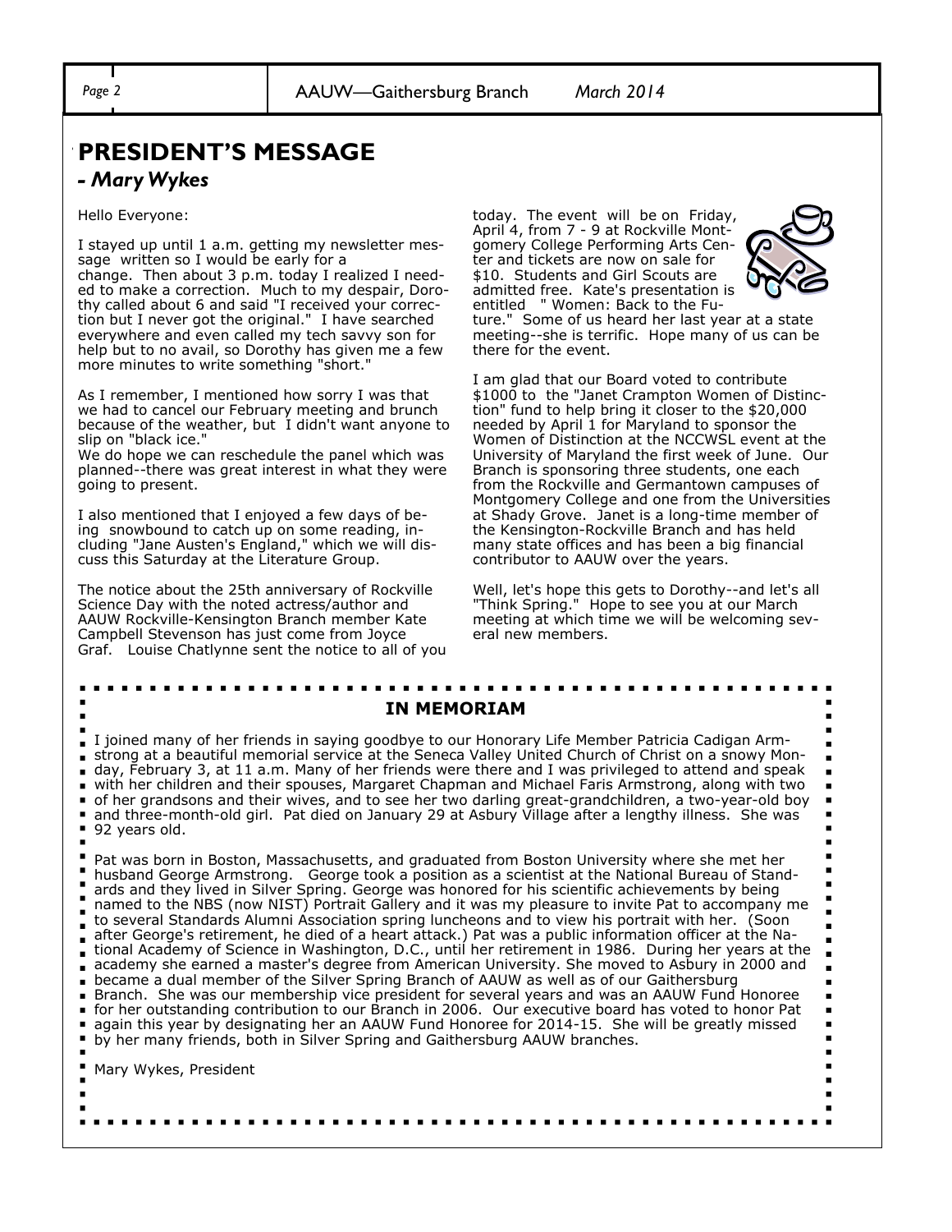# PRESIDENT'S MESSAGE

### *- Mary Wykes*

Hello Everyone:

I stayed up until 1 a.m. getting my newsletter message written so I would be early for a change. Then about 3 p.m. today I realized I needed to make a correction. Much to my despair, Dorothy called about 6 and said "I received your correction but I never got the original." I have searched everywhere and even called my tech savvy son for help but to no avail, so Dorothy has given me a few more minutes to write something "short."

As I remember, I mentioned how sorry I was that we had to cancel our February meeting and brunch because of the weather, but I didn't want anyone to slip on "black ice."
We do hope we can reschedule the panel which was planned--there was great interest in what they were going to present.

I also mentioned that I enjoyed a few days of being snowbound to catch up on some reading, including "Jane Austen's England," which we will discuss this Saturday at the Literature Group.

The notice about the 25th anniversary of Rockville Science Day with the noted actress/author and AAUW Rockville-Kensington Branch member Kate Campbell Stevenson has just come from Joyce Graf. Louise Chatlynne sent the notice to all of you today. The event will be on Friday, April 4, from 7 - 9 at Rockville Montgomery College Performing Arts Center and tickets are now on sale for $10. Students and Girl Scouts are admitted free. Kate's presentation is entitled " Women: Back to the Future." Some of us heard her last year at a state meeting--she is terrific. Hope many of us can be there for the event.

I am glad that our Board voted to contribute $1000 to the "Janet Crampton Women of Distinction" fund to help bring it closer to the $20,000 needed by April 1 for Maryland to sponsor the Women of Distinction at the NCCWSL event at the University of Maryland the first week of June. Our Branch is sponsoring three students, one each from the Rockville and Germantown campuses of Montgomery College and one from the Universities at Shady Grove. Janet is a long-time member of the Kensington-Rockville Branch and has held many state offices and has been a big financial contributor to AAUW over the years.

Well, let's hope this gets to Dorothy--and let's all "Think Spring." Hope to see you at our March meeting at which time we will be welcoming several new members.

## IN MEMORIAM

I joined many of her friends in saying goodbye to our Honorary Life Member Patricia Cadigan Armstrong at a beautiful memorial service at the Seneca Valley United Church of Christ on a snowy Monday, February 3, at 11 a.m. Many of her friends were there and I was privileged to attend and speak with her children and their spouses, Margaret Chapman and Michael Faris Armstrong, along with two of her grandsons and their wives, and to see her two darling great-grandchildren, a two-year-old boy and three-month-old girl. Pat died on January 29 at Asbury Village after a lengthy illness. She was 92 years old.

Pat was born in Boston, Massachusetts, and graduated from Boston University where she met her husband George Armstrong. George took a position as a scientist at the National Bureau of Standards and they lived in Silver Spring. George was honored for his scientific achievements by being named to the NBS (now NIST) Portrait Gallery and it was my pleasure to invite Pat to accompany me to several Standards Alumni Association spring luncheons and to view his portrait with her. (Soon after George's retirement, he died of a heart attack.) Pat was a public information officer at the National Academy of Science in Washington, D.C., until her retirement in 1986. During her years at the academy she earned a master's degree from American University. She moved to Asbury in 2000 and became a dual member of the Silver Spring Branch of AAUW as well as of our Gaithersburg Branch. She was our membership vice president for several years and was an AAUW Fund Honoree for her outstanding contribution to our Branch in 2006. Our executive board has voted to honor Pat again this year by designating her an AAUW Fund Honoree for 2014-15. She will be greatly missed by her many friends, both in Silver Spring and Gaithersburg AAUW branches.

Mary Wykes, President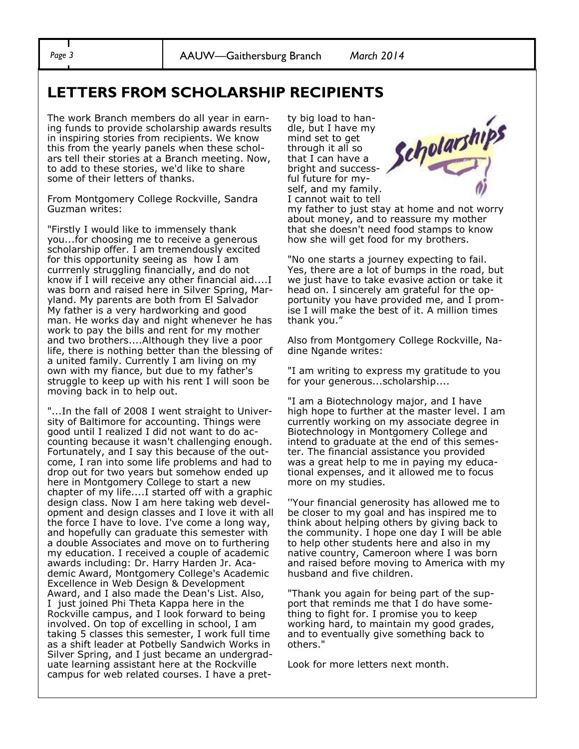## LETTERS FROM SCHOLARSHIP RECIPIENTS

The work Branch members do all year in earning funds to provide scholarship awards results in inspiring stories from recipients. We know this from the yearly panels when these scholars tell their stories at a Branch meeting. Now, to add to these stories, we'd like to share some of their letters of thanks.

From Montgomery College Rockville, Sandra Guzman writes:

"Firstly I would like to immensely thank you...for choosing me to receive a generous scholarship offer. I am tremendously excited for this opportunity seeing as how I am currrenly struggling financially, and do not know if I will receive any other financial aid....I was born and raised here in Silver Spring, Maryland. My parents are both from El Salvador My father is a very hardworking and good man. He works day and night whenever he has work to pay the bills and rent for my mother and two brothers....Although they live a poor life, there is nothing better than the blessing of a united family. Currently I am living on my own with my fiance, but due to my father's struggle to keep up with his rent I will soon be moving back in to help out.

"...In the fall of 2008 I went straight to University of Baltimore for accounting. Things were good until I realized I did not want to do accounting because it wasn't challenging enough. Fortunately, and I say this because of the outcome, I ran into some life problems and had to drop out for two years but somehow ended up here in Montgomery College to start a new chapter of my life....I started off with a graphic design class. Now I am here taking web development and design classes and I love it with all the force I have to love. I've come a long way, and hopefully can graduate this semester with a double Associates and move on to furthering my education. I received a couple of academic awards including: Dr. Harry Harden Jr. Academic Award, Montgomery College's Academic Excellence in Web Design & Development Award, and I also made the Dean's List. Also, I just joined Phi Theta Kappa here in the Rockville campus, and I look forward to being involved. On top of excelling in school, I am taking 5 classes this semester, I work full time as a shift leader at Potbelly Sandwich Works in Silver Spring, and I just became an undergraduate learning assistant here at the Rockville campus for web related courses. I have a pretty big load to handle, but I have my mind set to get through it all so that I can have a bright and successful future for myself, and my family. I cannot wait to tell my father to just stay at home and not worry about money, and to reassure my mother that she doesn't need food stamps to know how she will get food for my brothers.

"No one starts a journey expecting to fail. Yes, there are a lot of bumps in the road, but we just have to take evasive action or take it head on. I sincerely am grateful for the opportunity you have provided me, and I promise I will make the best of it. A million times thank you."

Also from Montgomery College Rockville, Nadine Ngande writes:

"I am writing to express my gratitude to you for your generous...scholarship....

"I am a Biotechnology major, and I have high hope to further at the master level. I am currently working on my associate degree in Biotechnology in Montgomery College and intend to graduate at the end of this semester. The financial assistance you provided was a great help to me in paying my educational expenses, and it allowed me to focus more on my studies.

''Your financial generosity has allowed me to be closer to my goal and has inspired me to think about helping others by giving back to the community. I hope one day I will be able to help other students here and also in my native country, Cameroon where I was born and raised before moving to America with my husband and five children.

"Thank you again for being part of the support that reminds me that I do have something to fight for. I promise you to keep working hard, to maintain my good grades, and to eventually give something back to others."

Look for more letters next month.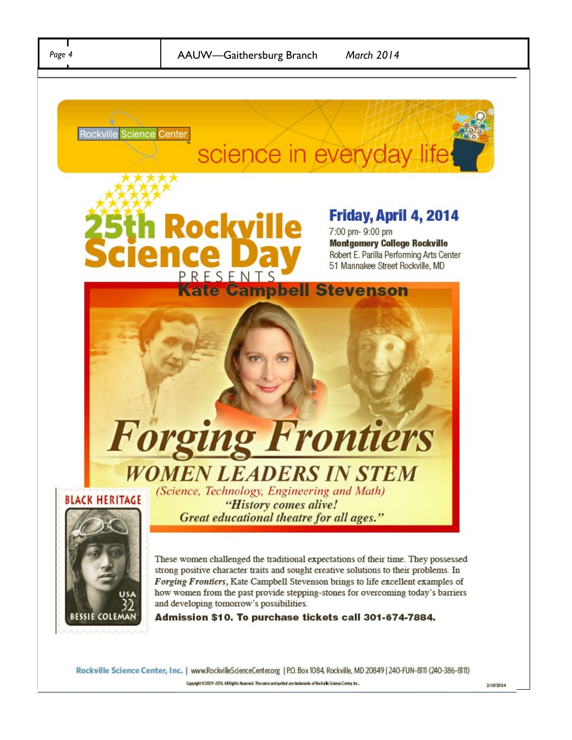Rockville Science Center

science in everyday life

# 25th Rockville Science Day

PRESENTS

## Kate Campbell Stevenson

**Friday, April 4, 2014**

7:00 pm- 9:00 pm

**Montgomery College Rockville**

Robert E. Parilla Performing Arts Center

51 Mannakee Street Rockville, MD

# *Forging Frontiers*

## *WOMEN LEADERS IN STEM*

*(Science, Technology, Engineering and Math)*

*"History comes alive! Great educational theatre for all ages."*

BLACK HERITAGE

USA 32

BESSIE COLEMAN

These women challenged the traditional expectations of their time. They possessed strong positive character traits and sought creative solutions to their problems. In *Forging Frontiers*, Kate Campbell Stevenson brings to life excellent examples of how women from the past provide stepping-stones for overcoming today's barriers and developing tomorrow's possibilities.

**Admission $10. To purchase tickets call 301-674-7884.**

Rockville Science Center, Inc. | www.RockvilleScienceCenter.org | P.O. Box 1084, Rockville, MD 20849 | 240-FUN-8111 (240-386-8111)

Copyright ©2009-2014, All Rights Reserved. The name and symbol are trademarks of Rockville Science Center, Inc.

2/18/2014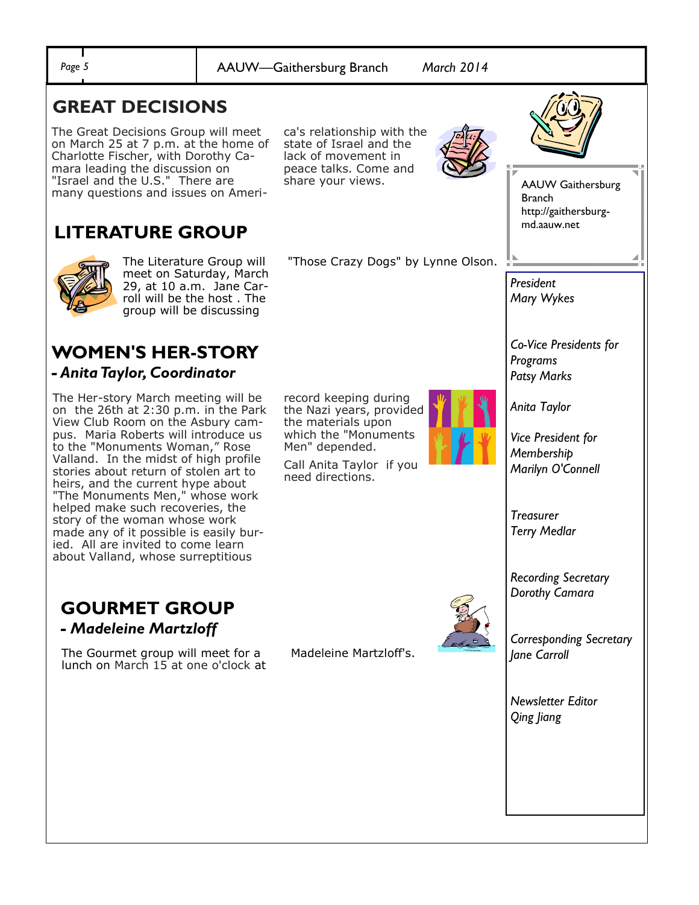## GREAT DECISIONS

The Great Decisions Group will meet on March 25 at 7 p.m. at the home of Charlotte Fischer, with Dorothy Camara leading the discussion on "Israel and the U.S." There are many questions and issues on America's relationship with the state of Israel and the lack of movement in peace talks. Come and share your views.

## LITERATURE GROUP

The Literature Group will meet on Saturday, March 29, at 10 a.m. Jane Carroll will be the host . The group will be discussing "Those Crazy Dogs" by Lynne Olson.

## WOMEN'S HER-STORY

### *- Anita Taylor, Coordinator*

The Her-story March meeting will be on the 26th at 2:30 p.m. in the Park View Club Room on the Asbury campus. Maria Roberts will introduce us to the "Monuments Woman," Rose Valland. In the midst of high profile stories about return of stolen art to heirs, and the current hype about "The Monuments Men," whose work helped make such recoveries, the story of the woman whose work made any of it possible is easily buried. All are invited to come learn about Valland, whose surreptitious record keeping during the Nazi years, provided the materials upon which the "Monuments Men" depended.

Call Anita Taylor if you need directions.

## GOURMET GROUP

### *- Madeleine Martzloff*

The Gourmet group will meet for a lunch on March 15 at one o'clock at Madeleine Martzloff's.

---

AAUW Gaithersburg Branch
http://gaithersburg-md.aauw.net

*President*
*Mary Wykes*

*Co-Vice Presidents for Programs*
*Patsy Marks*

*Anita Taylor*

*Vice President for Membership*
*Marilyn O'Connell*

*Treasurer*
*Terry Medlar*

*Recording Secretary*
*Dorothy Camara*

*Corresponding Secretary*
*Jane Carroll*

*Newsletter Editor*
*Qing Jiang*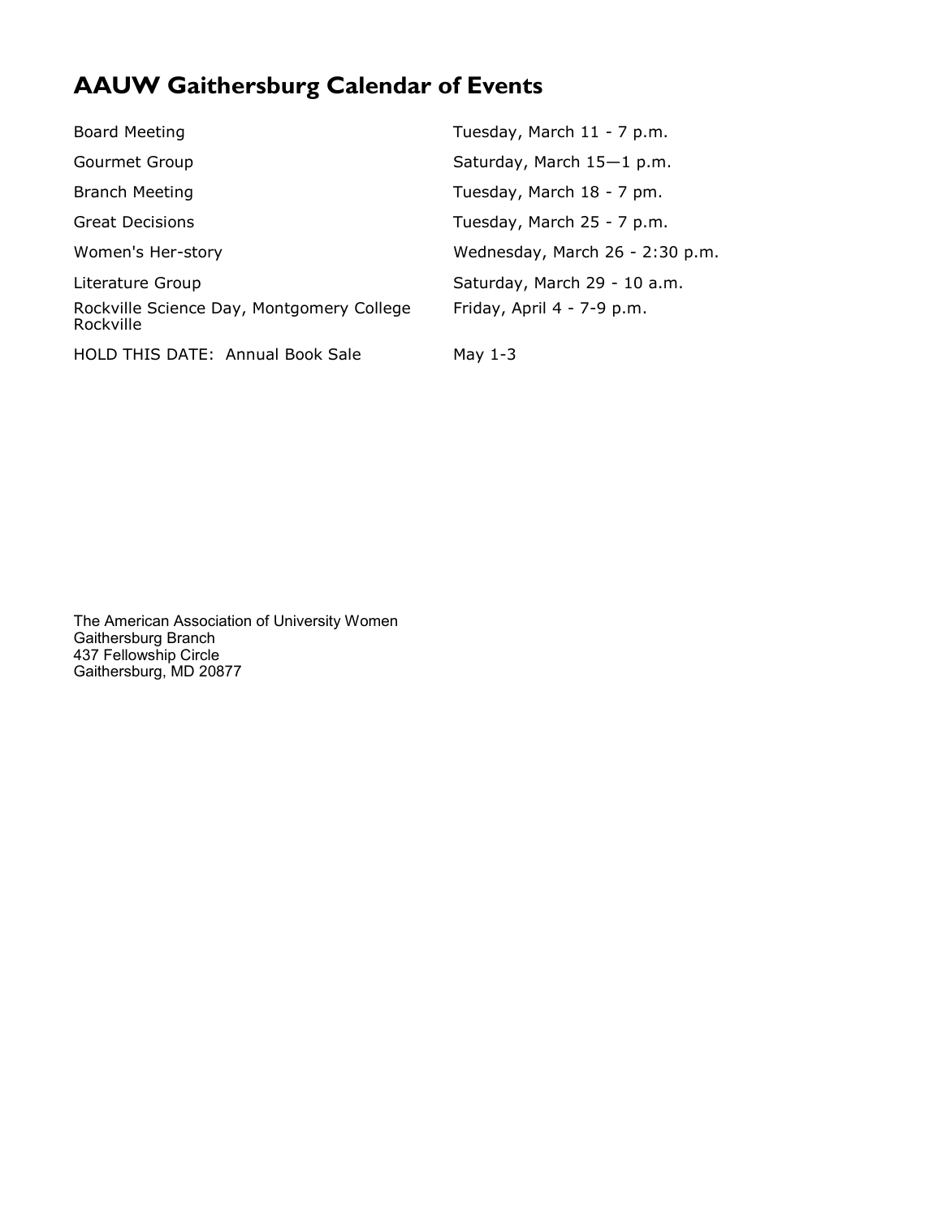# AAUW Gaithersburg Calendar of Events

| | |
|---|---|
| Board Meeting | Tuesday, March 11 - 7 p.m. |
| Gourmet Group | Saturday, March 15—1 p.m. |
| Branch Meeting | Tuesday, March 18 - 7 pm. |
| Great Decisions | Tuesday, March 25 - 7 p.m. |
| Women's Her-story | Wednesday, March 26 - 2:30 p.m. |
| Literature Group | Saturday, March 29 - 10 a.m. |
| Rockville Science Day, Montgomery College Rockville | Friday, April 4 - 7-9 p.m. |
| HOLD THIS DATE: Annual Book Sale | May 1-3 |

The American Association of University Women
Gaithersburg Branch
437 Fellowship Circle
Gaithersburg, MD 20877